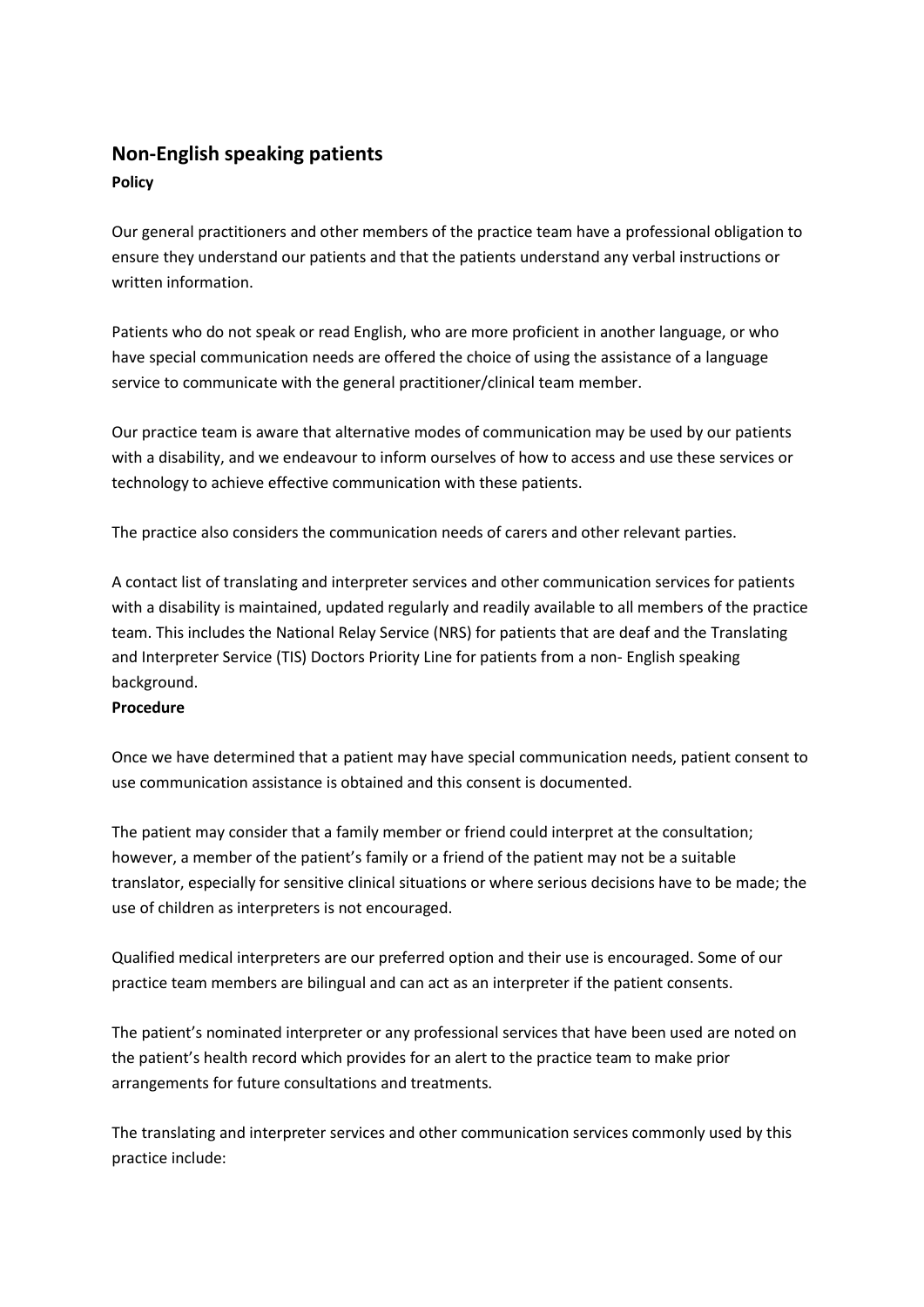## Non-English speaking patients

**Policy**

Our general practitioners and other members of the practice team have a professional obligation to ensure they understand our patients and that the patients understand any verbal instructions or written information.

Patients who do not speak or read English, who are more proficient in another language, or who have special communication needs are offered the choice of using the assistance of a language service to communicate with the general practitioner/clinical team member.

Our practice team is aware that alternative modes of communication may be used by our patients with a disability, and we endeavour to inform ourselves of how to access and use these services or technology to achieve effective communication with these patients.

The practice also considers the communication needs of carers and other relevant parties.

A contact list of translating and interpreter services and other communication services for patients with a disability is maintained, updated regularly and readily available to all members of the practice team. This includes the National Relay Service (NRS) for patients that are deaf and the Translating and Interpreter Service (TIS) Doctors Priority Line for patients from a non- English speaking background.

**Procedure**

Once we have determined that a patient may have special communication needs, patient consent to use communication assistance is obtained and this consent is documented.

The patient may consider that a family member or friend could interpret at the consultation; however, a member of the patient's family or a friend of the patient may not be a suitable translator, especially for sensitive clinical situations or where serious decisions have to be made; the use of children as interpreters is not encouraged.

Qualified medical interpreters are our preferred option and their use is encouraged. Some of our practice team members are bilingual and can act as an interpreter if the patient consents.

The patient's nominated interpreter or any professional services that have been used are noted on the patient's health record which provides for an alert to the practice team to make prior arrangements for future consultations and treatments.

The translating and interpreter services and other communication services commonly used by this practice include: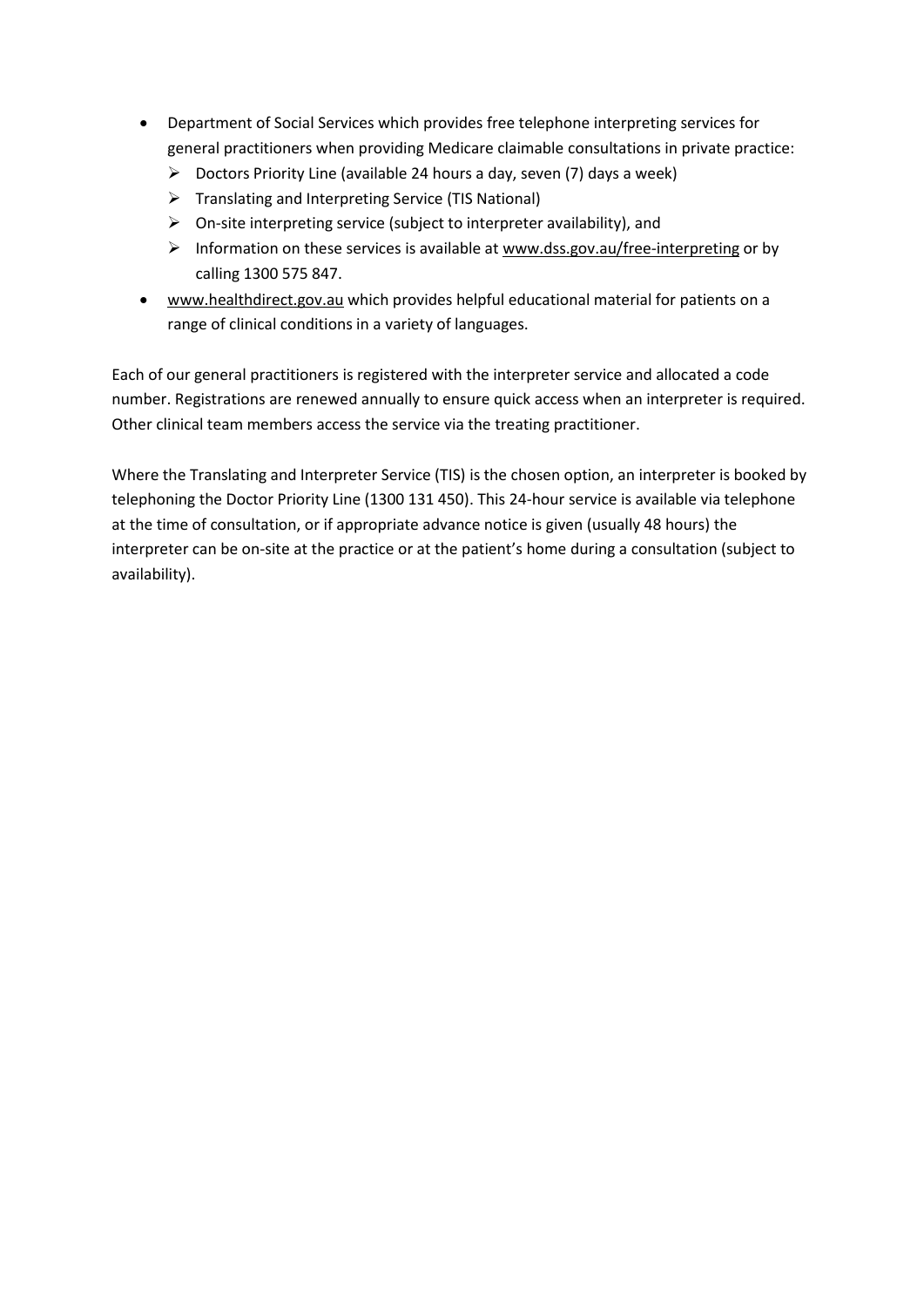- Department of Social Services which provides free telephone interpreting services for general practitioners when providing Medicare claimable consultations in private practice:
  - Doctors Priority Line (available 24 hours a day, seven (7) days a week)
  - Translating and Interpreting Service (TIS National)
  - On-site interpreting service (subject to interpreter availability), and
  - Information on these services is available at www.dss.gov.au/free-interpreting or by calling 1300 575 847.
- www.healthdirect.gov.au which provides helpful educational material for patients on a range of clinical conditions in a variety of languages.

Each of our general practitioners is registered with the interpreter service and allocated a code number. Registrations are renewed annually to ensure quick access when an interpreter is required. Other clinical team members access the service via the treating practitioner.

Where the Translating and Interpreter Service (TIS) is the chosen option, an interpreter is booked by telephoning the Doctor Priority Line (1300 131 450). This 24-hour service is available via telephone at the time of consultation, or if appropriate advance notice is given (usually 48 hours) the interpreter can be on-site at the practice or at the patient's home during a consultation (subject to availability).